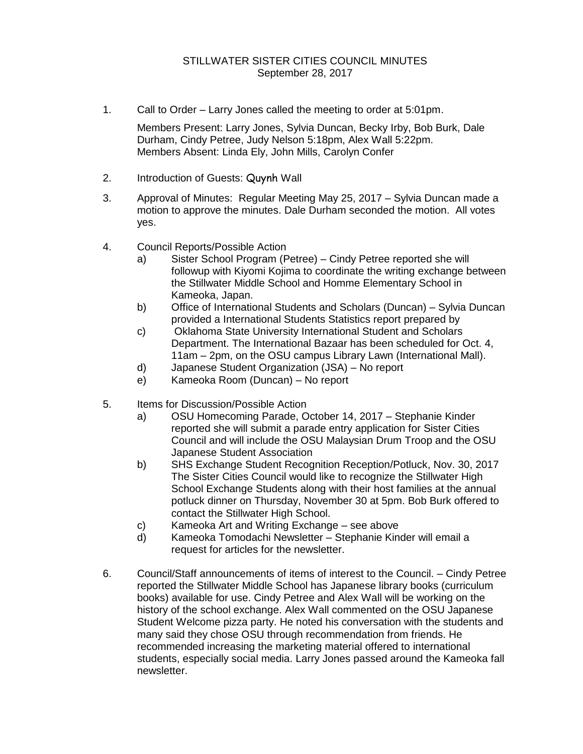# STILLWATER SISTER CITIES COUNCIL MINUTES
September 28, 2017

1. Call to Order – Larry Jones called the meeting to order at 5:01pm.

   Members Present: Larry Jones, Sylvia Duncan, Becky Irby, Bob Burk, Dale Durham, Cindy Petree, Judy Nelson 5:18pm, Alex Wall 5:22pm.
   Members Absent: Linda Ely, John Mills, Carolyn Confer

2. Introduction of Guests: Quynh Wall

3. Approval of Minutes: Regular Meeting May 25, 2017 – Sylvia Duncan made a motion to approve the minutes. Dale Durham seconded the motion. All votes yes.

4. Council Reports/Possible Action
   - a) Sister School Program (Petree) – Cindy Petree reported she will followup with Kiyomi Kojima to coordinate the writing exchange between the Stillwater Middle School and Homme Elementary School in Kameoka, Japan.
   - b) Office of International Students and Scholars (Duncan) – Sylvia Duncan provided a International Students Statistics report prepared by
   - c) Oklahoma State University International Student and Scholars Department. The International Bazaar has been scheduled for Oct. 4, 11am – 2pm, on the OSU campus Library Lawn (International Mall).
   - d) Japanese Student Organization (JSA) – No report
   - e) Kameoka Room (Duncan) – No report

5. Items for Discussion/Possible Action
   - a) OSU Homecoming Parade, October 14, 2017 – Stephanie Kinder reported she will submit a parade entry application for Sister Cities Council and will include the OSU Malaysian Drum Troop and the OSU Japanese Student Association
   - b) SHS Exchange Student Recognition Reception/Potluck, Nov. 30, 2017 The Sister Cities Council would like to recognize the Stillwater High School Exchange Students along with their host families at the annual potluck dinner on Thursday, November 30 at 5pm. Bob Burk offered to contact the Stillwater High School.
   - c) Kameoka Art and Writing Exchange – see above
   - d) Kameoka Tomodachi Newsletter – Stephanie Kinder will email a request for articles for the newsletter.

6. Council/Staff announcements of items of interest to the Council. – Cindy Petree reported the Stillwater Middle School has Japanese library books (curriculum books) available for use. Cindy Petree and Alex Wall will be working on the history of the school exchange. Alex Wall commented on the OSU Japanese Student Welcome pizza party. He noted his conversation with the students and many said they chose OSU through recommendation from friends. He recommended increasing the marketing material offered to international students, especially social media. Larry Jones passed around the Kameoka fall newsletter.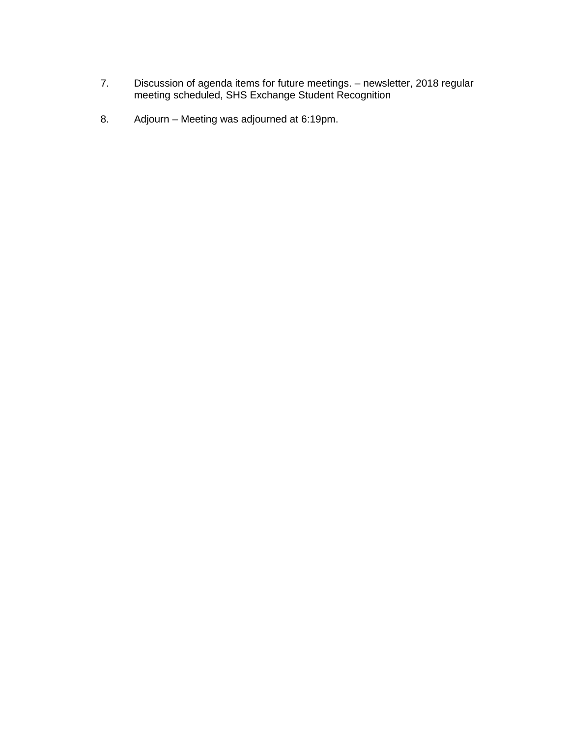7. Discussion of agenda items for future meetings. – newsletter, 2018 regular meeting scheduled, SHS Exchange Student Recognition

8. Adjourn – Meeting was adjourned at 6:19pm.